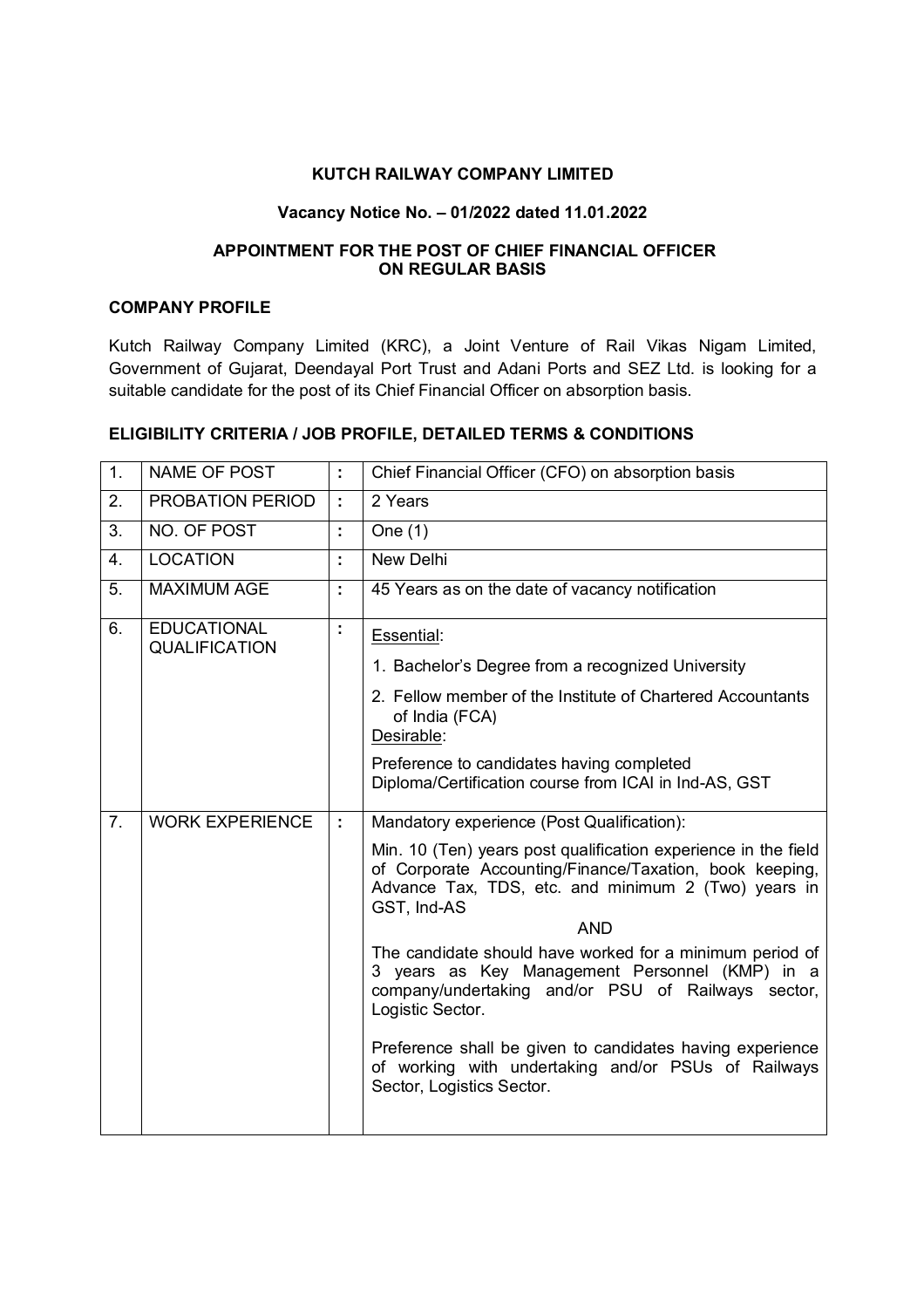**KUTCH RAILWAY COMPANY LIMITED**

**Vacancy Notice No. – 01/2022 dated 11.01.2022**

**APPOINTMENT FOR THE POST OF CHIEF FINANCIAL OFFICER ON REGULAR BASIS**

**COMPANY PROFILE**

Kutch Railway Company Limited (KRC), a Joint Venture of Rail Vikas Nigam Limited, Government of Gujarat, Deendayal Port Trust and Adani Ports and SEZ Ltd. is looking for a suitable candidate for the post of its Chief Financial Officer on absorption basis.

**ELIGIBILITY CRITERIA / JOB PROFILE, DETAILED TERMS & CONDITIONS**

| 1. | NAME OF POST | : | Chief Financial Officer (CFO) on absorption basis |
|---|---|---|---|
| 2. | PROBATION PERIOD | : | 2 Years |
| 3. | NO. OF POST | : | One (1) |
| 4. | LOCATION | : | New Delhi |
| 5. | MAXIMUM AGE | : | 45 Years as on the date of vacancy notification |
| 6. | EDUCATIONAL QUALIFICATION | : | Essential:<br>1. Bachelor's Degree from a recognized University<br>2. Fellow member of the Institute of Chartered Accountants of India (FCA)<br>Desirable:<br>Preference to candidates having completed Diploma/Certification course from ICAI in Ind-AS, GST |
| 7. | WORK EXPERIENCE | : | Mandatory experience (Post Qualification):<br>Min. 10 (Ten) years post qualification experience in the field of Corporate Accounting/Finance/Taxation, book keeping, Advance Tax, TDS, etc. and minimum 2 (Two) years in GST, Ind-AS<br>AND<br>The candidate should have worked for a minimum period of 3 years as Key Management Personnel (KMP) in a company/undertaking and/or PSU of Railways sector, Logistic Sector.<br>Preference shall be given to candidates having experience of working with undertaking and/or PSUs of Railways Sector, Logistics Sector. |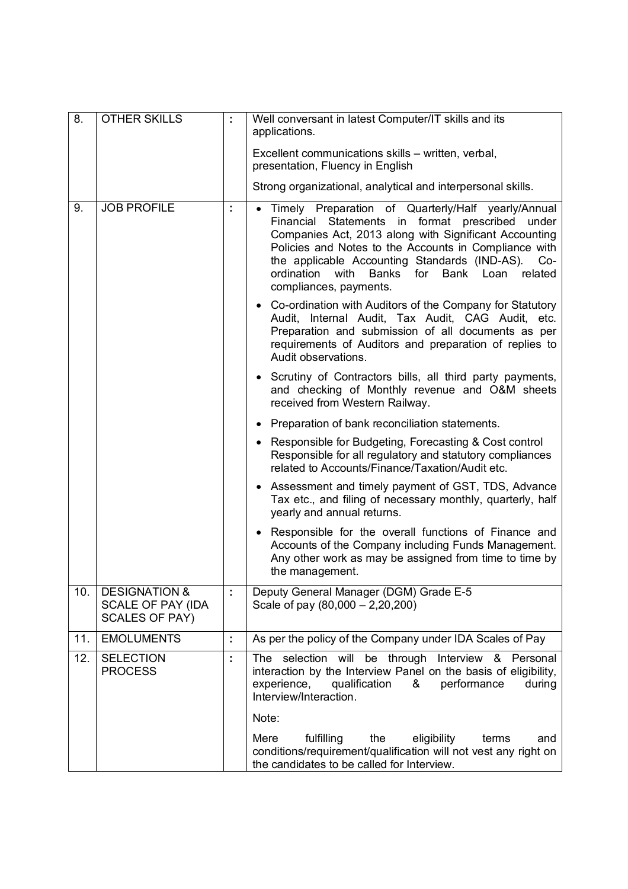| 8. | OTHER SKILLS | : | Well conversant in latest Computer/IT skills and its applications.<br><br>Excellent communications skills – written, verbal, presentation, Fluency in English<br><br>Strong organizational, analytical and interpersonal skills. |
|---|---|---|---|
| 9. | JOB PROFILE | : | • Timely Preparation of Quarterly/Half yearly/Annual Financial Statements in format prescribed under Companies Act, 2013 along with Significant Accounting Policies and Notes to the Accounts in Compliance with the applicable Accounting Standards (IND-AS). Co-ordination with Banks for Bank Loan related compliances, payments.<br><br>• Co-ordination with Auditors of the Company for Statutory Audit, Internal Audit, Tax Audit, CAG Audit, etc. Preparation and submission of all documents as per requirements of Auditors and preparation of replies to Audit observations.<br><br>• Scrutiny of Contractors bills, all third party payments, and checking of Monthly revenue and O&M sheets received from Western Railway.<br><br>• Preparation of bank reconciliation statements.<br><br>• Responsible for Budgeting, Forecasting & Cost control Responsible for all regulatory and statutory compliances related to Accounts/Finance/Taxation/Audit etc.<br><br>• Assessment and timely payment of GST, TDS, Advance Tax etc., and filing of necessary monthly, quarterly, half yearly and annual returns.<br><br>• Responsible for the overall functions of Finance and Accounts of the Company including Funds Management. Any other work as may be assigned from time to time by the management. |
| 10. | DESIGNATION & SCALE OF PAY (IDA SCALES OF PAY) | : | Deputy General Manager (DGM) Grade E-5<br>Scale of pay (80,000 – 2,20,200) |
| 11. | EMOLUMENTS | : | As per the policy of the Company under IDA Scales of Pay |
| 12. | SELECTION PROCESS | : | The selection will be through Interview & Personal interaction by the Interview Panel on the basis of eligibility, experience, qualification & performance during Interview/Interaction.<br><br>Note:<br><br>Mere fulfilling the eligibility terms and conditions/requirement/qualification will not vest any right on the candidates to be called for Interview. |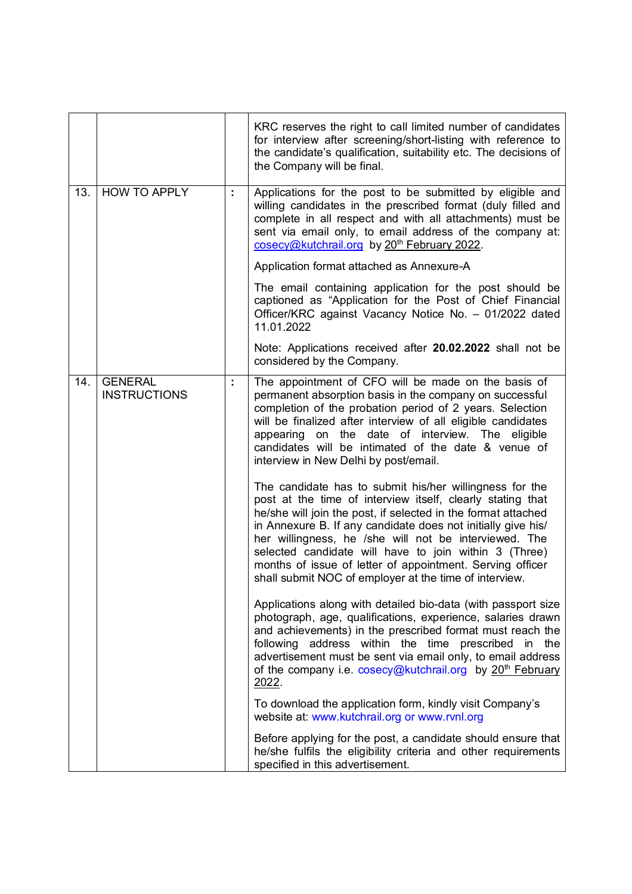| | | | |
|---|---|---|---|
| | | | KRC reserves the right to call limited number of candidates for interview after screening/short-listing with reference to the candidate's qualification, suitability etc. The decisions of the Company will be final. |
| 13. | HOW TO APPLY | : | Applications for the post to be submitted by eligible and willing candidates in the prescribed format (duly filled and complete in all respect and with all attachments) must be sent via email only, to email address of the company at: cosecy@kutchrail.org by 20th February 2022.<br><br>Application format attached as Annexure-A<br><br>The email containing application for the post should be captioned as "Application for the Post of Chief Financial Officer/KRC against Vacancy Notice No. – 01/2022 dated 11.01.2022<br><br>Note: Applications received after **20.02.2022** shall not be considered by the Company. |
| 14. | GENERAL INSTRUCTIONS | : | The appointment of CFO will be made on the basis of permanent absorption basis in the company on successful completion of the probation period of 2 years. Selection will be finalized after interview of all eligible candidates appearing on the date of interview. The eligible candidates will be intimated of the date & venue of interview in New Delhi by post/email.<br><br>The candidate has to submit his/her willingness for the post at the time of interview itself, clearly stating that he/she will join the post, if selected in the format attached in Annexure B. If any candidate does not initially give his/ her willingness, he /she will not be interviewed. The selected candidate will have to join within 3 (Three) months of issue of letter of appointment. Serving officer shall submit NOC of employer at the time of interview.<br><br>Applications along with detailed bio-data (with passport size photograph, age, qualifications, experience, salaries drawn and achievements) in the prescribed format must reach the following address within the time prescribed in the advertisement must be sent via email only, to email address of the company i.e. cosecy@kutchrail.org by 20th February 2022.<br><br>To download the application form, kindly visit Company's website at: www.kutchrail.org or www.rvnl.org<br><br>Before applying for the post, a candidate should ensure that he/she fulfils the eligibility criteria and other requirements specified in this advertisement. |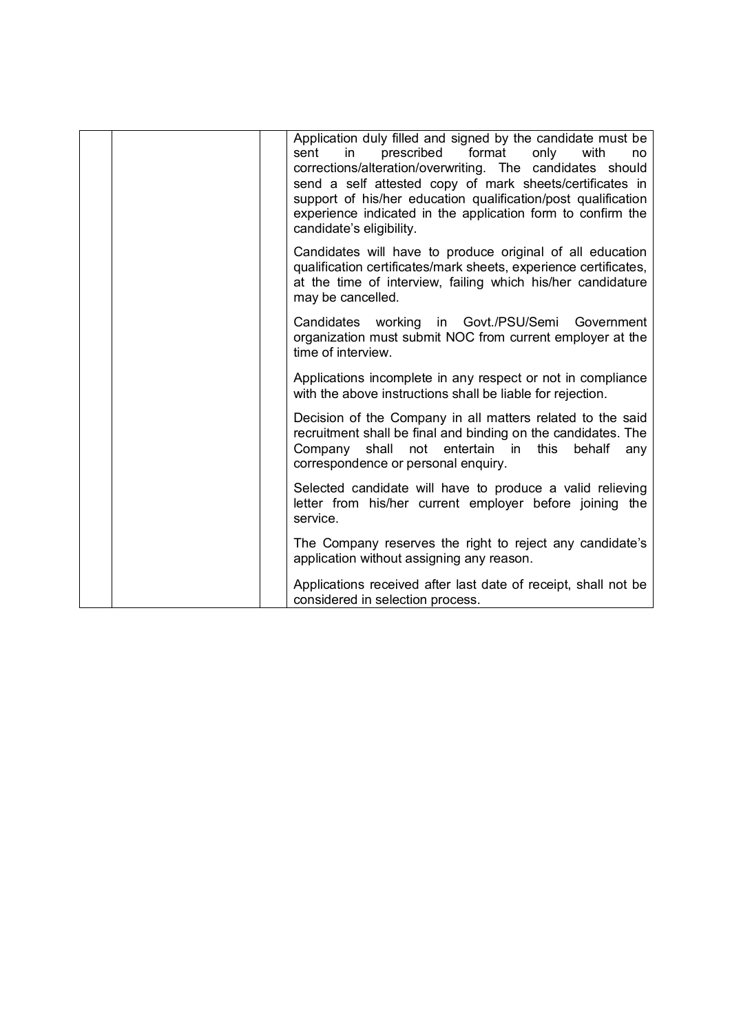| | | | |
|---|---|---|---|
| | | | Application duly filled and signed by the candidate must be sent in prescribed format only with no corrections/alteration/overwriting. The candidates should send a self attested copy of mark sheets/certificates in support of his/her education qualification/post qualification experience indicated in the application form to confirm the candidate's eligibility.<br><br>Candidates will have to produce original of all education qualification certificates/mark sheets, experience certificates, at the time of interview, failing which his/her candidature may be cancelled.<br><br>Candidates working in Govt./PSU/Semi Government organization must submit NOC from current employer at the time of interview.<br><br>Applications incomplete in any respect or not in compliance with the above instructions shall be liable for rejection.<br><br>Decision of the Company in all matters related to the said recruitment shall be final and binding on the candidates. The Company shall not entertain in this behalf any correspondence or personal enquiry.<br><br>Selected candidate will have to produce a valid relieving letter from his/her current employer before joining the service.<br><br>The Company reserves the right to reject any candidate's application without assigning any reason.<br><br>Applications received after last date of receipt, shall not be considered in selection process. |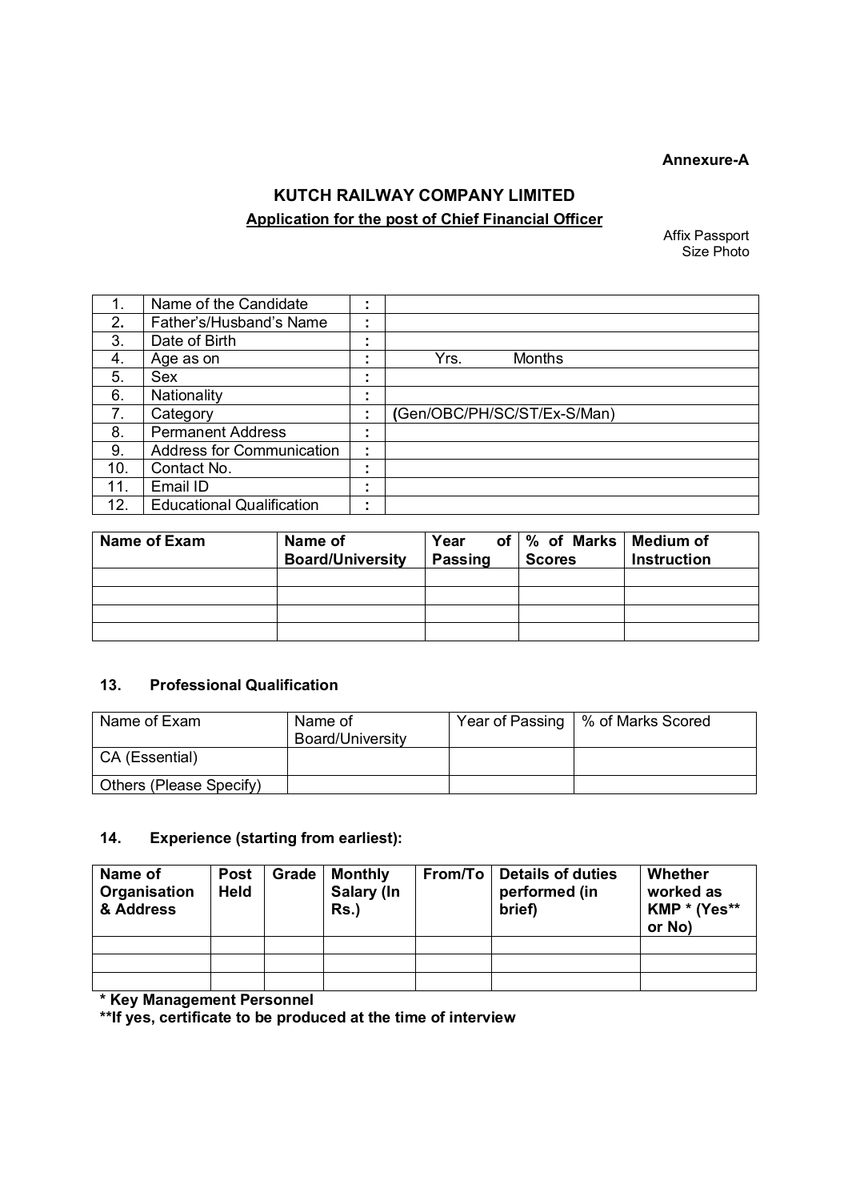**Annexure-A**

## KUTCH RAILWAY COMPANY LIMITED

**Application for the post of Chief Financial Officer**

Affix Passport Size Photo

| | | | |
|---|---|---|---|
| 1. | Name of the Candidate | : | |
| 2. | Father's/Husband's Name | : | |
| 3. | Date of Birth | : | |
| 4. | Age as on | : | Yrs. Months |
| 5. | Sex | : | |
| 6. | Nationality | : | |
| 7. | Category | : | (Gen/OBC/PH/SC/ST/Ex-S/Man) |
| 8. | Permanent Address | : | |
| 9. | Address for Communication | : | |
| 10. | Contact No. | : | |
| 11. | Email ID | : | |
| 12. | Educational Qualification | : | |

| Name of Exam | Name of Board/University | Year of Passing | % of Marks Scores | Medium of Instruction |
|---|---|---|---|---|
| | | | | |
| | | | | |
| | | | | |
| | | | | |

### 13. Professional Qualification

| Name of Exam | Name of Board/University | Year of Passing | % of Marks Scored |
|---|---|---|---|
| CA (Essential) | | | |
| Others (Please Specify) | | | |

### 14. Experience (starting from earliest):

| Name of Organisation & Address | Post Held | Grade | Monthly Salary (In Rs.) | From/To | Details of duties performed (in brief) | Whether worked as KMP * (Yes** or No) |
|---|---|---|---|---|---|---|
| | | | | | | |
| | | | | | | |
| | | | | | | |

**\* Key Management Personnel**

**\*\*If yes, certificate to be produced at the time of interview**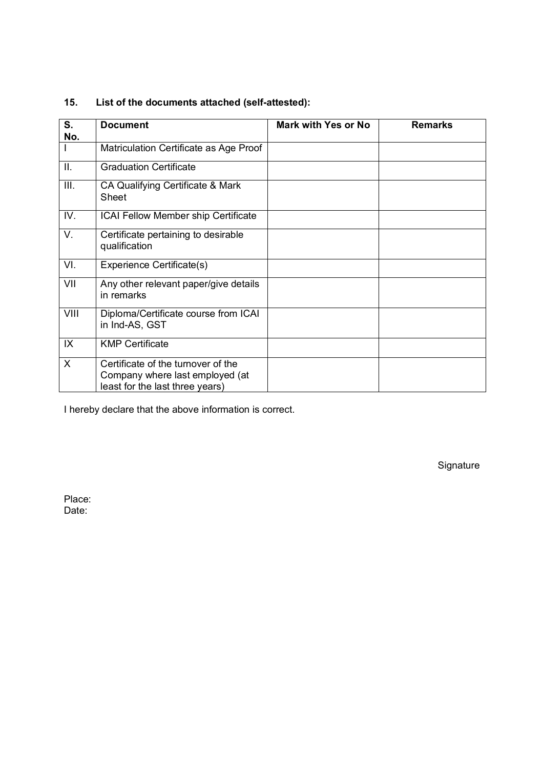**15. List of the documents attached (self-attested):**

| S. No. | Document | Mark with Yes or No | Remarks |
|---|---|---|---|
| I | Matriculation Certificate as Age Proof | | |
| II. | Graduation Certificate | | |
| III. | CA Qualifying Certificate & Mark Sheet | | |
| IV. | ICAI Fellow Member ship Certificate | | |
| V. | Certificate pertaining to desirable qualification | | |
| VI. | Experience Certificate(s) | | |
| VII | Any other relevant paper/give details in remarks | | |
| VIII | Diploma/Certificate course from ICAI in Ind-AS, GST | | |
| IX | KMP Certificate | | |
| X | Certificate of the turnover of the Company where last employed (at least for the last three years) | | |

I hereby declare that the above information is correct.

Signature

Place:
Date: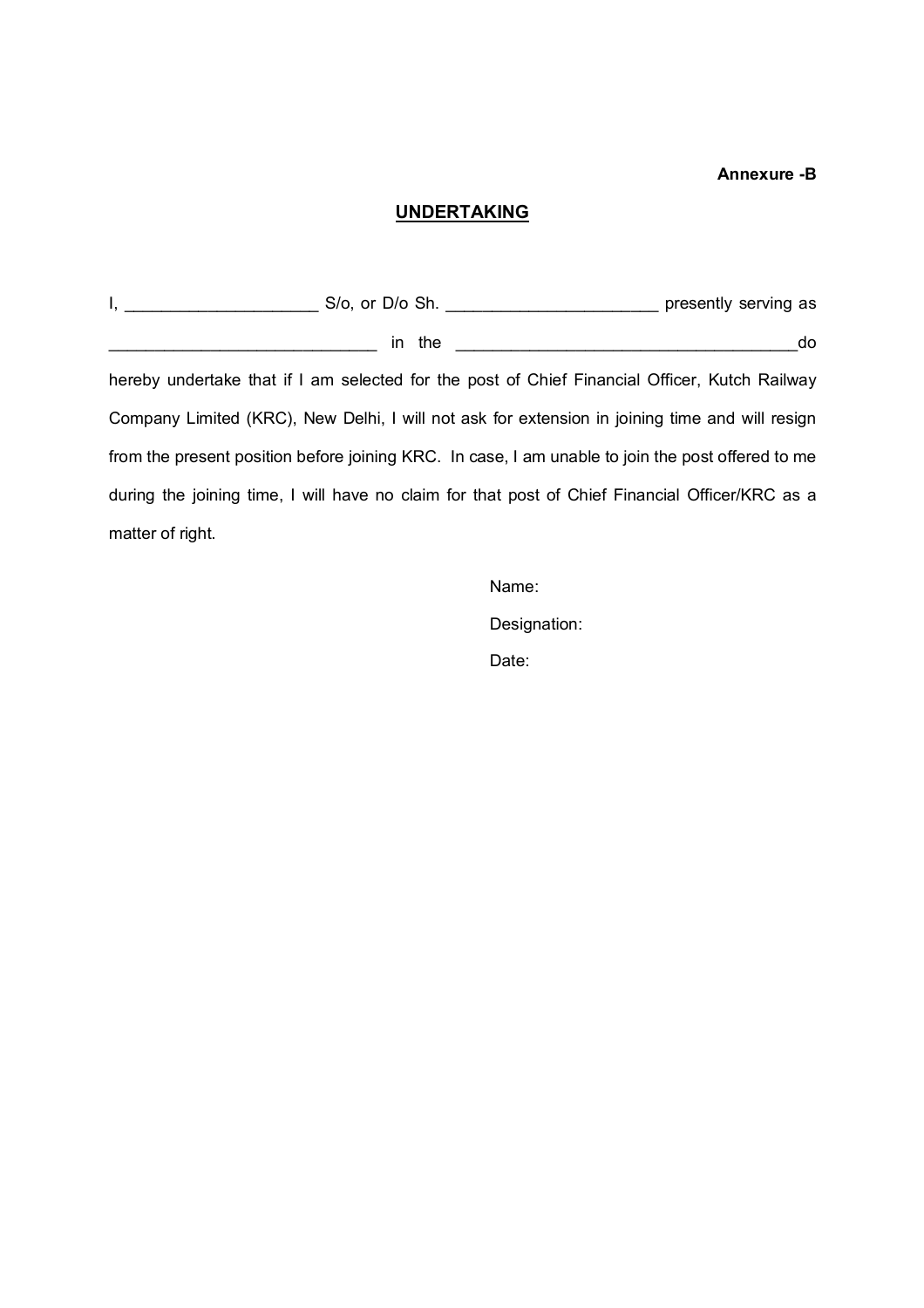**Annexure -B**

## UNDERTAKING

I, ____________________ S/o, or D/o Sh. ______________________ presently serving as ____________________________ in the ____________________________________do hereby undertake that if I am selected for the post of Chief Financial Officer, Kutch Railway Company Limited (KRC), New Delhi, I will not ask for extension in joining time and will resign from the present position before joining KRC. In case, I am unable to join the post offered to me during the joining time, I will have no claim for that post of Chief Financial Officer/KRC as a matter of right.

Name:

Designation:

Date: